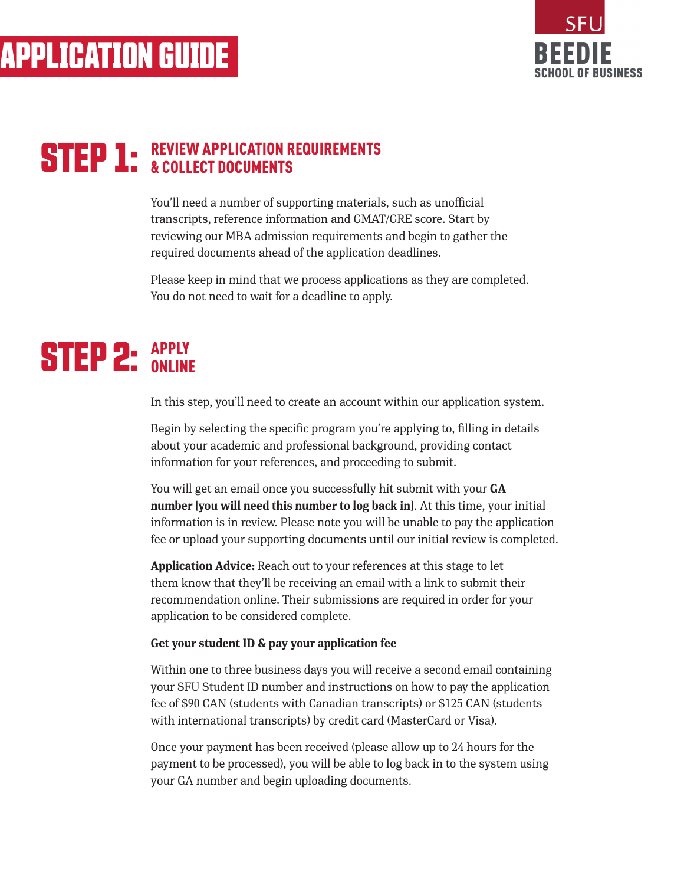# APPLICATION GUIDE

SFU BEEDIE SCHOOL OF BUSINESS

## STEP 1: REVIEW APPLICATION REQUIREMENTS & COLLECT DOCUMENTS

You'll need a number of supporting materials, such as unofficial transcripts, reference information and GMAT/GRE score. Start by reviewing our MBA admission requirements and begin to gather the required documents ahead of the application deadlines.

Please keep in mind that we process applications as they are completed. You do not need to wait for a deadline to apply.

## STEP 2: APPLY ONLINE

In this step, you'll need to create an account within our application system.

Begin by selecting the specific program you're applying to, filling in details about your academic and professional background, providing contact information for your references, and proceeding to submit.

You will get an email once you successfully hit submit with your **GA number [you will need this number to log back in]**. At this time, your initial information is in review. Please note you will be unable to pay the application fee or upload your supporting documents until our initial review is completed.

**Application Advice:** Reach out to your references at this stage to let them know that they'll be receiving an email with a link to submit their recommendation online. Their submissions are required in order for your application to be considered complete.

**Get your student ID & pay your application fee**

Within one to three business days you will receive a second email containing your SFU Student ID number and instructions on how to pay the application fee of $90 CAN (students with Canadian transcripts) or $125 CAN (students with international transcripts) by credit card (MasterCard or Visa).

Once your payment has been received (please allow up to 24 hours for the payment to be processed), you will be able to log back in to the system using your GA number and begin uploading documents.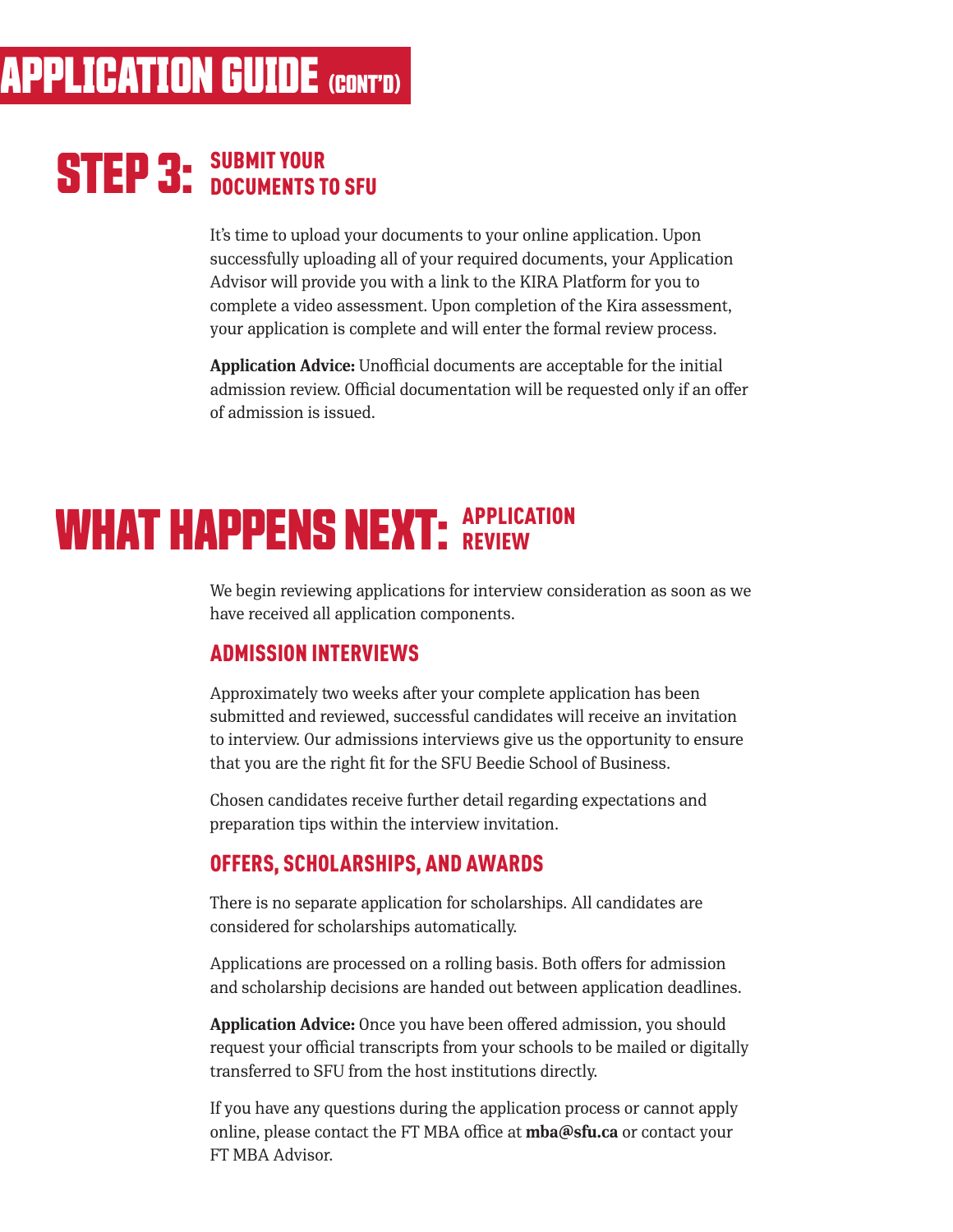# APPLICATION GUIDE (CONT'D)

## STEP 3: SUBMIT YOUR DOCUMENTS TO SFU

It's time to upload your documents to your online application. Upon successfully uploading all of your required documents, your Application Advisor will provide you with a link to the KIRA Platform for you to complete a video assessment. Upon completion of the Kira assessment, your application is complete and will enter the formal review process.

**Application Advice:** Unofficial documents are acceptable for the initial admission review. Official documentation will be requested only if an offer of admission is issued.

## WHAT HAPPENS NEXT: APPLICATION REVIEW

We begin reviewing applications for interview consideration as soon as we have received all application components.

### ADMISSION INTERVIEWS

Approximately two weeks after your complete application has been submitted and reviewed, successful candidates will receive an invitation to interview. Our admissions interviews give us the opportunity to ensure that you are the right fit for the SFU Beedie School of Business.

Chosen candidates receive further detail regarding expectations and preparation tips within the interview invitation.

### OFFERS, SCHOLARSHIPS, AND AWARDS

There is no separate application for scholarships. All candidates are considered for scholarships automatically.

Applications are processed on a rolling basis. Both offers for admission and scholarship decisions are handed out between application deadlines.

**Application Advice:** Once you have been offered admission, you should request your official transcripts from your schools to be mailed or digitally transferred to SFU from the host institutions directly.

If you have any questions during the application process or cannot apply online, please contact the FT MBA office at **mba@sfu.ca** or contact your FT MBA Advisor.